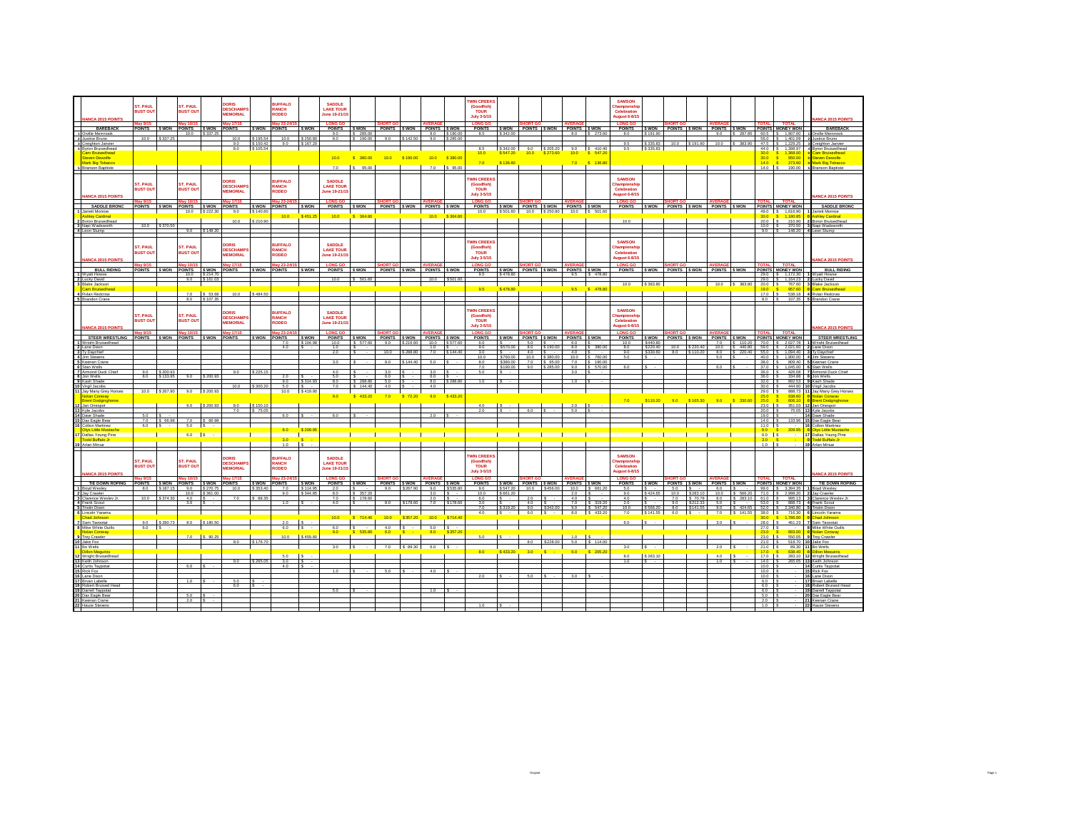## NANCA 2015 POINTS – BAREBACK

| # | BAREBACK | ST. PAUL BUST OUT May 9/15 POINTS | $ WON | ST. PAUL BUST OUT May 10/15 POINTS | $ WON | DORIS DESCHAMPS MEMORIAL May 17/15 POINTS | $ WON | BUFFALO RANCH RODEO May 23-24/15 POINTS | $ WON | SADDLE LAKE TOUR June 19-21/15 LONG GO POINTS | $ WON | SHORT GO POINTS | $ WON | AVERAGE POINTS | $ WON | TWIN CREEKS (Goodfish) TOUR July 3-5/15 LONG GO POINTS | $ WON | SHORT GO POINTS | $ WON | AVERAGE POINTS | $ WON | SAMSON Championship Celebration August 6-8/15 LONG GO POINTS | $ WON | SHORT GO POINTS | $ WON | AVERAGE POINTS | $ WON | TOTAL POINTS | TOTAL MONEY WON | # | BAREBACK |
|---|---|---|---|---|---|---|---|---|---|---|---|---|---|---|---|---|---|---|---|---|---|---|---|---|---|---|---|---|---|---|---|
| 1 | Orville Memnook | | | 10.0 | $ 337.25 | | | | | 9.0 | $ 285.00 | | | 8.0 | $ 190.00 | 8.5 | $ 342.00 | | | 8.0 | $ 273.60 | 8.0 | $ 191.90 | | | 9.0 | $ 287.85 | 60.5 | $ 1,907.60 | 1 | Orville Memnook |
| 2 | Justice Bruno | 10.0 | $ 337.25 | | | 10.0 | $ 195.54 | 10.0 | $ 250.80 | 8.0 | $ 190.00 | 9.0 | $ 142.50 | 9.0 | $ 285.00 | | | | | | | | | | | | | 56.0 | $ 1,401.09 | 2 | Justice Bruno |
| 3 | Creighton Janvier | | | | | 9.0 | $ 150.42 | 9.0 | $ 167.20 | | | | | | | | | | | | | 9.5 | $ 335.83 | 10.0 | $ 191.90 | 10.0 | $ 383.80 | 47.5 | $ 1,229.15 | 3 | Creighton Janvier |
| 4 | Byron Bruisedhead | | | | | 8.0 | $ 105.54 | | | | | | | | | 8.5 | $ 342.00 | 9.0 | $ 205.20 | 9.0 | $ 410.40 | 9.5 | $ 335.83 | | | | | 44.0 | $ 1,398.97 | 4 | Byron Bruisedhead |
| | Cam Bruisedhead | | | | | | | | | | | | | | | 10.0 | $ 547.20 | 10.0 | $ 273.60 | 10.0 | $ 547.20 | | | | | | | 30.0 | $ 1,368.00 | | Cam Bruisedhead |
| | Steven Dewolfe | | | | | | | | | 10.0 | $ 380.00 | 10.0 | $ 190.00 | 10.0 | $ 380.00 | | | | | | | | | | | | | 30.0 | $ 950.00 | | Steven Dewolfe |
| | Mark Big Tobacco | | | | | | | | | | | | | | | 7.0 | $ 136.80 | | | 7.0 | $ 136.80 | | | | | | | 14.0 | $ 273.60 | | Mark Big Tobacco |
| 5 | Branson Baptiste | | | | | | | | | 7.0 | $ 95.00 | | | 7.0 | $ 95.00 | | | | | | | | | | | | | 14.0 | $ 190.00 | 5 | Branson Baptiste |

## NANCA 2015 POINTS – SADDLE BRONC

| # | SADDLE BRONC | ST. PAUL BUST OUT May 9/15 POINTS | $ WON | ST. PAUL BUST OUT May 10/15 POINTS | $ WON | DORIS DESCHAMPS MEMORIAL May 17/15 POINTS | $ WON | BUFFALO RANCH RODEO May 23-24/15 POINTS | $ WON | SADDLE LAKE TOUR June 19-21/15 LONG GO POINTS | $ WON | SHORT GO POINTS | $ WON | AVERAGE POINTS | $ WON | TWIN CREEKS (Goodfish) TOUR July 3-5/15 LONG GO POINTS | $ WON | SHORT GO POINTS | $ WON | AVERAGE POINTS | $ WON | SAMSON Championship Celebration August 6-8/15 LONG GO POINTS | $ WON | SHORT GO POINTS | $ WON | AVERAGE POINTS | $ WON | TOTAL POINTS | TOTAL MONEY WON | # | SADDLE BRONC |
|---|---|---|---|---|---|---|---|---|---|---|---|---|---|---|---|---|---|---|---|---|---|---|---|---|---|---|---|---|---|---|---|
| 1 | Jarrett Monroe | | | 10.0 | $ 222.30 | 9.0 | $ 140.60 | | | | | | | | | 10.0 | $ 501.60 | 10.0 | $ 250.80 | 10.0 | $ 501.60 | | | | | | | 49.0 | $ 1,616.90 | 1 | Jarrett Monroe |
| | Ashley Cardinal | | | | | | | 10.0 | $ 451.25 | 10.0 | $ 364.80 | | | 10.0 | $ 364.80 | | | | | | | | | | | | | 30.0 | $ 1,180.85 | | Ashley Cardinal |
| 2 | Byron Bruisedhead | | | | | 10.0 | $ 210.90 | | | | | | | | | | | | | | | 10.0 | | | | | | 20.0 | $ 210.90 | 2 | Byron Bruisedhead |
| 3 | Napi Wadsworth | 10.0 | $ 370.50 | | | | | | | | | | | | | | | | | | | | | | | | | 10.0 | $ 370.50 | 3 | Napi Wadsworth |
| 4 | Leon Stump | | | 9.0 | $ 148.20 | | | | | | | | | | | | | | | | | | | | | | | 9.0 | $ 148.20 | 4 | Leon Stump |

## NANCA 2015 POINTS – BULL RIDING

| # | BULL RIDING | ST. PAUL BUST OUT May 9/15 POINTS | $ WON | ST. PAUL BUST OUT May 10/15 POINTS | $ WON | DORIS DESCHAMPS MEMORIAL May 17/15 POINTS | $ WON | BUFFALO RANCH RODEO May 23-24/15 POINTS | $ WON | SADDLE LAKE TOUR June 19-21/15 LONG GO POINTS | $ WON | SHORT GO POINTS | $ WON | AVERAGE POINTS | $ WON | TWIN CREEKS (Goodfish) TOUR July 3-5/15 LONG GO POINTS | $ WON | SHORT GO POINTS | $ WON | AVERAGE POINTS | $ WON | SAMSON Championship Celebration August 6-8/15 LONG GO POINTS | $ WON | SHORT GO POINTS | $ WON | AVERAGE POINTS | $ WON | TOTAL POINTS | TOTAL MONEY WON | # | BULL RIDING |
|---|---|---|---|---|---|---|---|---|---|---|---|---|---|---|---|---|---|---|---|---|---|---|---|---|---|---|---|---|---|---|---|
| 1 | Wyatt Hoese | | | 10.0 | $ 214.70 | | | | | | | | | | | 9.5 | $ 478.80 | | | 9.5 | $ 478.80 | | | | | | | 29.0 | $ 1,172.30 | 1 | Wyatt Hoese |
| 2 | Lucky David | | | 9.0 | $ 161.03 | | | | | 10.0 | $ 501.60 | | | 10.0 | $ 501.60 | | | | | | | | | | | | | 29.0 | $ 1,164.23 | 2 | Lucky David |
| 3 | Blake Jackson | | | | | | | | | | | | | | | | | | | | | 10.0 | $ 383.80 | | | 10.0 | $ 383.80 | 20.0 | $ 767.60 | 3 | Blake Jackson |
| | Cam Bruisedhead | | | | | | | | | | | | | | | 9.5 | $ 478.80 | | | 9.5 | $ 478.80 | | | | | | | 19.0 | $ 957.60 | | Cam Bruisedhead |
| 4 | Rylan Redcrow | | | 7.0 | $ 53.68 | 10.0 | $ 484.50 | | | | | | | | | | | | | | | | | | | | | 17.0 | $ 538.18 | 4 | Rylan Redcrow |
| 5 | Brandon Crane | | | 8.0 | $ 107.35 | | | | | | | | | | | | | | | | | | | | | | | 8.0 | $ 107.35 | 5 | Brandon Crane |

## NANCA 2015 POINTS – STEER WRESTLING

| # | STEER WRESTLING | ST. PAUL BUST OUT May 9/15 POINTS | $ WON | ST. PAUL BUST OUT May 10/15 POINTS | $ WON | DORIS DESCHAMPS MEMORIAL May 17/15 POINTS | $ WON | BUFFALO RANCH RODEO May 23-24/15 POINTS | $ WON | SADDLE LAKE TOUR June 19-21/15 LONG GO POINTS | $ WON | SHORT GO POINTS | $ WON | AVERAGE POINTS | $ WON | TWIN CREEKS (Goodfish) TOUR July 3-5/15 LONG GO POINTS | $ WON | SHORT GO POINTS | $ WON | AVERAGE POINTS | $ WON | SAMSON Championship Celebration August 6-8/15 LONG GO POINTS | $ WON | SHORT GO POINTS | $ WON | AVERAGE POINTS | $ WON | TOTAL POINTS | TOTAL MONEY WON | # | STEER WRESTLING |
|---|---|---|---|---|---|---|---|---|---|---|---|---|---|---|---|---|---|---|---|---|---|---|---|---|---|---|---|---|---|---|---|
| 1 | Wright Bruisedhead | | | | | | | 7.0 | $ 104.98 | 10.0 | $ 577.60 | 9.0 | $ 216.60 | 10.0 | $ 577.60 | 6.0 | $ - | 5.0 | $ - | 6.0 | $ - | 10.0 | $ 440.80 | | | 7.0 | $ 110.20 | 70.0 | $ 2,027.78 | 1 | Wright Bruisedhead |
| 2 | Lane Dixon | | | | | | | 4.0 | $ - | 1.0 | $ - | | | 1.0 | $ - | 9.0 | $ 570.00 | 8.0 | $ 190.00 | 8.0 | $ 380.00 | 8.0 | $ 220.40 | 10.0 | $ 220.40 | 10.0 | $ 440.80 | 59.0 | $ 2,021.60 | 2 | Lane Dixon |
| 3 | Ty Daychief | | | | | | | | | 2.0 | $ - | 10.0 | $ 288.80 | 7.0 | $ 144.40 | 3.0 | $ - | 4.0 | $ - | 4.0 | $ - | 9.0 | $ 330.60 | 8.0 | $ 110.20 | 8.0 | $ 220.40 | 55.0 | $ 1,094.40 | 3 | Ty Daychief |
| 4 | Jim Stevens | | | | | | | | | | | | | | | 10.0 | $ 760.00 | 10.0 | $ 380.00 | 10.0 | $ 760.00 | 5.0 | $ - | | | 5.0 | $ - | 40.0 | $ 1,900.00 | 4 | Jim Stevens |
| 5 | Keenan Crane | | | | | | | | | 3.0 | $ - | 8.0 | $ 144.40 | 5.0 | $ - | 8.0 | $ 380.00 | 7.0 | $ 95.00 | 7.0 | $ 190.00 | | | | | | | 38.0 | $ 809.40 | 5 | Keenan Crane |
| 6 | Stan Wells | | | | | | | | | | | | | | | 7.0 | $ 190.00 | 9.0 | $ 285.00 | 9.0 | $ 570.00 | 6.0 | $ - | | | 6.0 | $ - | 37.0 | $ 1,045.00 | 6 | Stan Wells |
| 7 | Armond Duck Chief | 9.0 | $ 200.93 | | | 9.0 | $ 225.15 | | | 4.0 | $ - | 3.0 | $ - | 3.0 | $ - | 5.0 | $ - | | | 3.0 | $ - | | | | | | | 36.0 | $ 426.08 | 7 | Armond Duck Chief |
| 8 | Jon Wells | 8.0 | $ 133.95 | 9.0 | $ 200.93 | | | 2.0 | $ - | 5.0 | $ - | 6.0 | $ - | 6.0 | $ - | | | | | | | | | | | | | 36.0 | $ 334.88 | 8 | Jon Wells |
| 9 | Kash Shade | | | | | | | 9.0 | $ 314.93 | 8.0 | $ 288.80 | 5.0 | $ - | 8.0 | $ 288.80 | 1.0 | $ - | | | 1.0 | $ - | | | | | | | 32.0 | $ 892.53 | 9 | Kash Shade |
| 10 | Virgil Jacobs | | | | | 10.0 | $ 300.20 | 5.0 | $ - | 7.0 | $ 144.40 | 4.0 | $ - | 4.0 | | | | | | | | | | | | | | 30.0 | $ 444.60 | 10 | Virgil Jacobs |
| 11 | Jay Many Grey Horses | 10.0 | $ 267.90 | 9.0 | $ 200.93 | | | 10.0 | $ 419.90 | | | | | | | | | | | | | | | | | | | 29.0 | $ 888.73 | 11 | Jay Many Grey Horses |
| | Nolan Conway | | | | | | | | | 9.0 | $ 433.20 | 7.0 | $ 72.20 | 9.0 | $ 433.20 | | | | | | | | | | | | | 25.0 | $ 938.60 | 0 | Nolan Conway |
| | Brent Dodginghorse | | | | | | | | | | | | | | | | | | | | | 7.0 | $ 110.20 | 9.0 | $ 165.30 | 9.0 | $ 330.60 | 25.0 | $ 606.10 | 0 | Brent Dodginghorse |
| 12 | Jan Orespot | | | 9.0 | $ 200.93 | 8.0 | $ 150.10 | | | | | | | | | 4.0 | $ - | | | 2.0 | $ - | | | | | | | 23.0 | $ 351.03 | 12 | Jan Orespot |
| 13 | Kyle Jacobs | | | | | 7.0 | $ 75.05 | | | | | | | | | 2.0 | $ - | 6.0 | $ - | 5.0 | $ - | | | | | | | 20.0 | $ 75.05 | 13 | Kyle Jacobs |
| 14 | Dave Shade | 5.0 | $ - | | | | | 6.0 | $ - | 6.0 | $ - | | | 2.0 | $ - | | | | | | | | | | | | | 19.0 | $ - | 14 | Dave Shade |
| 15 | Dax Eagle Bear | 7.0 | $ 66.98 | 7.0 | $ 66.98 | | | | | | | | | | | | | | | | | | | | | | | 14.0 | $ 133.96 | 15 | Dax Eagle Bear |
| 16 | Colton Martinez | 6.0 | $ - | 5.0 | $ - | | | | | | | | | | | | | | | | | | | | | | | 11.0 | $ - | 16 | Colton Martinez |
| | Olyo Little Mustache | | | | | | | 8.0 | $ 209.95 | | | | | | | | | | | | | | | | | | | 8.0 | $ 209.95 | 0 | Olyo Little Mustache |
| 17 | Dallas Young Pine | | | 6.0 | $ - | | | | | | | | | | | | | | | | | | | | | | | 6.0 | $ - | 17 | Dallas Young Pine |
| | Todd Buffalo Jr | | | | | | | 3.0 | $ - | | | | | | | | | | | | | | | | | | | 3.0 | $ - | 0 | Todd Buffalo Jr |
| 19 | Arian Minue | | | | | | | 1.0 | $ - | | | | | | | | | | | | | | | | | | | 1.0 | $ - | 19 | Arian Minue |

## NANCA 2015 POINTS – TIE DOWN ROPING

| # | TIE DOWN ROPING | ST. PAUL BUST OUT May 9/15 POINTS | $ WON | ST. PAUL BUST OUT May 10/15 POINTS | $ WON | DORIS DESCHAMPS MEMORIAL May 17/15 POINTS | $ WON | BUFFALO RANCH RODEO May 23-24/15 POINTS | $ WON | SADDLE LAKE TOUR June 19-21/15 LONG GO POINTS | $ WON | SHORT GO POINTS | $ WON | AVERAGE POINTS | $ WON | TWIN CREEKS (Goodfish) TOUR July 3-5/15 LONG GO POINTS | $ WON | SHORT GO POINTS | $ WON | AVERAGE POINTS | $ WON | SAMSON Championship Celebration August 6-8/15 LONG GO POINTS | $ WON | SHORT GO POINTS | $ WON | AVERAGE POINTS | $ WON | TOTAL POINTS | TOTAL MONEY WON | # | TIE DOWN ROPING |
|---|---|---|---|---|---|---|---|---|---|---|---|---|---|---|---|---|---|---|---|---|---|---|---|---|---|---|---|---|---|---|---|
| 1 | Boyd Wesley | 8.0 | $ 187.15 | 9.0 | $ 270.75 | 10.0 | $ 353.40 | 7.0 | $ 114.95 | 2.0 | $ - | 9.0 | $ 267.90 | 9.0 | $ 535.80 | 9.0 | $ 547.20 | 10.0 | $ 456.00 | 10.0 | $ 661.20 | 5.0 | $ - | 5.0 | $ - | 6.0 | $ - | 99.0 | $ 3,394.35 | 1 | Boyd Wesley |
| 2 | Jay Crawler | | | 10.0 | $ 361.00 | | | 9.0 | $ 344.85 | 8.0 | $ 357.20 | | | 3.0 | $ - | 10.0 | $ 661.20 | | | 2.0 | $ - | 9.0 | $ 424.65 | 10.0 | $ 283.10 | 10.0 | $ 566.20 | 71.0 | $ 2,998.20 | 2 | Jay Crawler |
| 3 | Clarence Wesley Jr. | 10.0 | $ 374.30 | 4.0 | $ - | 7.0 | $ 88.35 | | | 7.0 | $ 178.60 | | | 2.0 | $ - | 6.0 | $ - | 2.0 | $ - | 4.0 | $ - | 4.0 | $ - | 7.0 | $ 70.78 | 8.0 | $ 283.10 | 61.0 | $ 995.13 | 3 | Clarence Wesley Jr. |
| 4 | Frank Scout | | | 3.0 | $ - | | | 1.0 | $ - | 4.0 | $ - | 8.0 | $ 178.60 | 7.0 | $ 178.60 | 3.0 | $ - | 4.0 | $ - | 7.0 | $ 319.20 | 2.0 | $ - | 9.0 | $ 212.33 | 5.0 | $ - | 53.0 | $ 888.73 | 4 | Frank Scout |
| 5 | Tristin Dixon | | | | | | | | | | | | | | | 7.0 | $ 319.20 | 9.0 | $ 342.00 | 9.0 | $ 547.20 | 10.0 | $ 566.20 | 8.0 | $ 141.55 | 9.0 | $ 424.65 | 52.0 | $ 2,340.80 | 5 | Tristin Dixon |
| 6 | Lincoln Yarama | | | | | | | | | | | | | | | 4.0 | $ - | 6.0 | $ - | 8.0 | $ 433.20 | 7.0 | $ 141.55 | 6.0 | $ - | 7.0 | $ 141.55 | 38.0 | $ 716.30 | 6 | Lincoln Yarama |
| | Chad Johnson | | | | | | | | | 10.0 | $ 714.40 | 10.0 | $ 357.20 | 10.0 | $ 714.40 | | | | | | | | | | | | | 30.0 | $ 1,786.00 | 0 | Chad Johnson |
| 7 | Sam Taypotat | 9.0 | $ 280.73 | 8.0 | $ 180.50 | | | 2.0 | $ - | | | | | | | | | | | | | 6.0 | $ - | | | 3.0 | $ - | 28.0 | $ 461.23 | 7 | Sam Taypotat |
| 8 | Mike White Quills | 6.0 | $ - | | | | | 6.0 | $ - | 6.0 | $ - | 4.0 | $ - | 5.0 | $ - | | | | | | | | | | | | | 27.0 | $ - | 8 | Mike White Quills |
| | Nolan Conway | | | | | | | | | 9.0 | $ 535.80 | 6.0 | $ - | 8.0 | $ 357.20 | | | | | | | | | | | | | 23.0 | $ 893.00 | 0 | Nolan Conway |
| 9 | Troy Crawler | | | 7.0 | $ 90.25 | | | 10.0 | $ 459.80 | | | | | | | 5.0 | $ - | | | 1.0 | $ - | | | | | | | 23.0 | $ 550.05 | 9 | Troy Crawler |
| 10 | Jake Fox | | | | | 8.0 | $ 176.70 | | | | | | | | | | | 8.0 | $ 228.00 | 5.0 | $ 114.00 | | | | | | | 21.0 | $ 518.70 | 10 | Jake Fox |
| 11 | Bo Wells | | | | | | | | | 3.0 | $ - | 7.0 | $ 89.30 | 6.0 | $ - | | | | | | | 3.0 | $ - | | | 2.0 | $ - | 21.0 | $ 89.30 | 11 | Bo Wells |
| | Dillon Meguinis | | | | | | | | | | | | | | | 8.0 | $ 433.20 | 3.0 | $ - | 6.0 | $ 205.20 | | | | | | | 17.0 | $ 638.40 | 0 | Dillon Meguinis |
| 12 | Wright Bruisedhead | | | | | | | 5.0 | $ - | | | | | | | | | | | | | 8.0 | $ 283.10 | | | 4.0 | $ - | 17.0 | $ 283.10 | 12 | Wright Bruisedhead |
| 13 | Keith Johnson | | | | | 9.0 | $ 265.05 | 3.0 | $ - | | | | | | | | | | | | | 1.0 | $ - | | | 1.0 | $ - | 14.0 | $ 265.05 | 13 | Keith Johnson |
| 14 | Curtis Taypotat | | | 6.0 | $ - | | | 4.0 | $ - | | | | | | | | | | | | | | | | | | | 10.0 | $ - | 14 | Curtis Taypotat |
| 15 | Rick Fox | | | | | | | | | 1.0 | $ - | 5.0 | $ - | 4.0 | $ - | | | | | | | | | | | | | 10.0 | $ - | 15 | Rick Fox |
| 16 | Lane Dixon | | | | | | | | | | | | | | | 2.0 | $ - | 5.0 | $ - | 3.0 | $ - | | | | | | | 10.0 | $ - | 16 | Lane Dixon |
| 17 | Bryan Labelle | | | 1.0 | $ - | 5.0 | $ - | | | | | | | | | | | | | | | | | | | | | 6.0 | $ - | 17 | Bryan Labelle |
| 18 | Robert Bruised Head | | | | | 6.0 | $ - | | | | | | | | | | | | | | | | | | | | | 6.0 | $ - | 18 | Robert Bruised Head |
| 19 | Darrell Taypotat | | | | | | | | | 5.0 | $ - | | | 1.0 | $ - | | | | | | | | | | | | | 6.0 | $ - | 19 | Darrell Taypotat |
| 20 | Dax Eagle Bear | | | 5.0 | $ - | | | | | | | | | | | | | | | | | | | | | | | 5.0 | $ - | 20 | Dax Eagle Bear |
| 21 | Keenan Crane | | | 2.0 | $ - | | | | | | | | | | | | | | | | | | | | | | | 2.0 | $ - | 21 | Keenan Crane |
| 22 | Hawse Stevens | | | | | | | | | | | | | | | 1.0 | $ - | | | | | | | | | | | 1.0 | $ - | 22 | Hawse Stevens |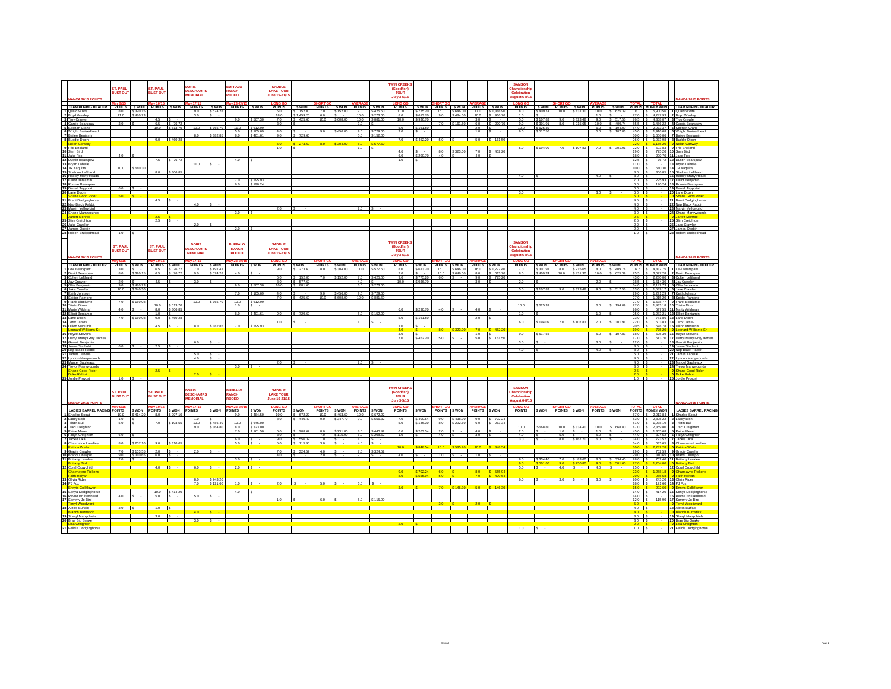## NANCA 2015 POINTS – TEAM ROPING HEADER

| | NANCA 2015 POINTS | ST. PAUL BUST OUT | | ST. PAUL BUST OUT | | DORIS DESCHAMPS MEMORIAL | | BUFFALO RANCH RODEO | | SADDLE LAKE TOUR June 19-21/15 | | | | | | TWIN CREEKS (Goodfish) TOUR July 3-5/15 | | | | | | SAMSON Championship Celebration August 6-8/15 | | | | | | | | | NANCA 2015 POINTS |
|---|---|---|---|---|---|---|---|---|---|---|---|---|---|---|---|---|---|---|---|---|---|---|---|---|---|---|---|---|---|---|---|
| | | May 9/15 | | May 10/15 | | May 17/15 | | May 23-24/15 | | LONG GO | | SHORT GO | | AVERAGE | | LONG GO | | SHORT GO | | AVERAGE | | LONG GO | | SHORT GO | | AVERAGE | | TOTAL | TOTAL | | |
| | TEAM ROPING HEADER | POINTS | $ WON | POINTS | $ WON | POINTS | $ WON | POINTS | $ WON | POINTS | $ WON | POINTS | $ WON | POINTS | $ WON | POINTS | $ WON | POINTS | $ WON | POINTS | $ WON | POINTS | $ WON | POINTS | $ WON | POINTS | $ WON | POINTS | MONEY WON | | TEAM ROPING HEADER |
| 1 | Quaid Wolfe | 8.0 | $ 320.15 | | | 9.0 | $ 574.28 | | | 5.0 | $ 152.00 | 7.0 | $ 152.00 | 7.0 | $ 425.60 | 11.0 | $ 775.20 | 16.0 | $ 646.00 | 17.0 | $ 1,388.90 | 8.0 | $ 409.74 | 10.0 | $ 431.30 | 10.0 | $ 625.39 | 108.0 | $ 5,900.56 | 1 | Quaid Wolfe |
| 2 | Boyd Wesley | 11.0 | $ 480.23 | | | 3.0 | $ - | | | 18.0 | $ 1,459.20 | 6.0 | $ - | 10.0 | $ 273.60 | 8.0 | $ 613.70 | 9.0 | $ 484.50 | 10.0 | $ 936.70 | 1.0 | $ - | | | 1.0 | $ - | 77.0 | $ 4,247.93 | 2 | Boyd Wesley |
| 3 | Troy Crawler | | | 4.5 | $ - | | | 9.0 | $ 507.30 | 7.0 | $ 425.60 | 10.0 | $ 608.00 | 10.0 | $ 881.60 | 10.0 | $ 936.70 | | | 3.0 | $ - | 5.0 | $ 107.83 | 9.0 | $ 323.48 | 9.0 | $ 517.56 | 76.5 | $ 4,308.07 | 3 | Troy Crawler |
| 4 | Garcia Beanpaw | 3.0 | $ - | 6.5 | $ 76.72 | | | | | 3.0 | $ - | | | 3.0 | $ - | | | 7.0 | $ 161.50 | 6.0 | $ 290.70 | 9.0 | $ 301.91 | 8.0 | $ 215.65 | 10.0 | $ 409.74 | 55.5 | $ 1,456.22 | 4 | Garcia Beanpaw |
| 5 | Keenan Crane | | | 10.0 | $ 613.70 | 10.0 | $ 765.70 | 11.0 | $ 612.99 | | | | | | | 5.0 | $ 161.50 | | | 2.0 | $ - | 10.0 | $ 625.39 | | | 6.0 | $ 194.09 | 54.0 | $ 2,973.37 | 5 | Keenan Crane |
| 6 | Wright Bruisedhead | | | | | | | 5.0 | $ 105.69 | 4.0 | $ - | 9.0 | $ 456.00 | 9.0 | $ 729.60 | 3.0 | $ - | | | 1.0 | $ - | 9.0 | $ 517.56 | | | 5.0 | $ 107.83 | 45.0 | $ 1,916.68 | 6 | Wright Bruisedhead |
| 7 | Bailee Benjamin | | | | | 6.0 | $ 382.85 | 8.0 | $ 401.61 | 9.0 | $ 729.60 | | | 5.0 | $ 152.00 | | | | | | | | | | | | | 30.0 | $ 1,666.06 | 7 | Bailee Benjamin |
| 8 | Buddie Dixon | | | 9.0 | $ 460.28 | | | | | | | | | | | 7.0 | $ 452.20 | 5.0 | $ - | 5.0 | $ 161.50 | | | | | | | 26.0 | $ 1,073.98 | 8 | Buddie Dixon |
| | Nolan Conway | | | | | | | | | 6.0 | $ 273.60 | 8.0 | $ 304.00 | 8.0 | $ 577.60 | | | | | | | | | | | | | 22.0 | $ 1,155.20 | 0 | Nolan Conway |
| 9 | Fred Emeland | | | | | | | | | 1.0 | $ - | | | 1.0 | $ - | | | | | | | 6.0 | $ 194.09 | 7.0 | $ 107.83 | 7.0 | $ 301.91 | 22.0 | $ 603.83 | 9 | Fred Emeland |
| 10 | Sam Bird | | | | | | | | | | | | | | | 4.0 | $ - | 8.0 | $ 323.00 | 7.0 | $ 452.20 | | | | | | | 19.0 | $ 775.20 | 10 | Sam Bird |
| 11 | Jake Fox | 4.0 | $ - | | | | | | | | | | | | | 5.0 | $ 290.70 | 4.0 | $ - | 4.0 | $ - | | | | | | | 18.0 | $ 290.70 | 11 | Jake Fox |
| 12 | Dustin Beanpaw | | | 7.5 | $ 76.72 | | | 4.0 | $ - | | | | | | | 1.0 | $ - | | | | | | | | | | | 12.5 | $ 76.72 | 12 | Dustin Beanpaw |
| 13 | Bryan Labelle | | | | | 11.0 | $ - | | | | | | | | | | | | | | | | | | | | | 11.0 | $ - | 13 | Bryan Labelle |
| 14 | JR Kaquitts | 10.0 | $ 640.30 | | | | | | | | | | | | | | | | | | | | | | | | | 10.0 | $ 640.30 | 14 | JR Kaquitts |
| 15 | Sheldon Lefthand | | | 8.0 | $ 306.85 | | | | | | | | | | | | | | | | | | | | | | | 8.0 | $ 306.85 | 15 | Sheldon Lefthand |
| 16 | Hadley Many Heads | | | | | | | | | | | | | | | | | | | | | 4.0 | $ - | | | 4.0 | $ - | 8.0 | $ - | 16 | Hadley Many Heads |
| 17 | Elliot Benjamin | | | | | | | 7.0 | $ 295.93 | | | | | | | | | | | | | | | | | | | 7.0 | $ 295.93 | 17 | Elliot Benjamin |
| 18 | Ronnie Beanpaw | | | | | | | 6.0 | $ 190.24 | | | | | | | | | | | | | | | | | | | 6.0 | $ 190.24 | 18 | Ronnie Beanpaw |
| 19 | Darrell Taypotat | 6.0 | $ - | | | | | | | | | | | | | | | | | | | | | | | | | 6.0 | $ - | 19 | Darrell Taypotat |
| 20 | Lane Dixon | | | | | | | | | | | | | | | | | | | | | 3.0 | | | | 3.0 | $ - | 6.0 | $ - | 20 | Lane Dixon |
| | Shane Good Rider | 5.0 | $ - | | | | | | | | | | | | | | | | | | | | | | | | | 5.0 | $ - | 0 | Shane Good Rider |
| 21 | Brent Dodginghorse | | | 4.5 | $ - | | | | | | | | | | | | | | | | | | | | | | | 4.5 | $ - | 21 | Brent Dodginghorse |
| 22 | Nap Black Rabbit | | | | | 4.0 | $ - | | | | | | | | | | | | | | | | | | | | | 4.0 | $ - | 22 | Nap Black Rabbit |
| 23 | Marvin Yellowbird | | | | | | | | | 2.0 | $ - | | | 2.0 | $ - | | | | | | | | | | | | | 4.0 | $ - | 23 | Marvin Yellowbird |
| 24 | Shane Manywounds | | | | | | | 3.0 | $ - | | | | | | | | | | | | | | | | | | | 3.0 | $ - | 24 | Shane Manywounds |
| | Jarrett Monroe | | | 2.5 | $ - | | | | | | | | | | | | | | | | | | | | | | | 2.5 | $ - | 0 | Jarrett Monroe |
| 25 | Slim Creighton | | | 2.5 | $ - | | | | | | | | | | | | | | | | | | | | | | | 2.5 | $ - | 25 | Slim Creighton |
| 26 | Jake Crawler | | | | | 2.0 | $ - | | | | | | | | | | | | | | | | | | | | | 2.0 | $ - | 26 | Jake Crawler |
| 27 | James Oxebin | | | | | | | 2.0 | $ - | | | | | | | | | | | | | | | | | | | 2.0 | $ - | 27 | James Oxebin |
| 28 | Robert Bruisedhead | 1.0 | $ - | | | | | | | | | | | | | | | | | | | | | | | | | 1.0 | $ - | 28 | Robert Bruisedhead |

## NANCA 2015 POINTS – TEAM ROPING HEELER

| | NANCA 2015 POINTS | ST. PAUL BUST OUT | | ST. PAUL BUST OUT | | DORIS DESCHAMPS MEMORIAL | | BUFFALO RANCH RODEO | | SADDLE LAKE TOUR June 19-21/15 | | | | | | TWIN CREEKS (Goodfish) TOUR July 3-5/15 | | | | | | SAMSON Championship Celebration August 6-8/15 | | | | | | | | | NANCA 2012 POINTS |
|---|---|---|---|---|---|---|---|---|---|---|---|---|---|---|---|---|---|---|---|---|---|---|---|---|---|---|---|---|---|---|---|
| | | May 9/15 | | May 10/15 | | May 17/15 | | May 23-24/15 | | LONG GO | | SHORT GO | | AVERAGE | | LONG GO | | SHORT GO | | AVERAGE | | LONG GO | | SHORT GO | | AVERAGE | | TOTAL | TOTAL | | |
| | TEAM ROPING HEELER | POINTS | $ WON | POINTS | $ WON | POINTS | $ WON | POINTS | $ WON | POINTS | $ WON | POINTS | $ WON | POINTS | $ WON | POINTS | $ WON | POINTS | $ WON | POINTS | $ WON | POINTS | $ WON | POINTS | $ WON | POINTS | $ WON | POINTS | MONEY WON | | TEAM ROPING HEELER |
| 1 | Levi Beanpaw | 3.0 | $ - | 6.5 | $ 76.72 | 7.0 | $ 191.43 | | | 9.0 | $ 273.60 | 8.0 | $ 304.00 | 11.0 | $ 577.60 | 8.0 | $ 613.70 | 16.0 | $ 646.00 | 16.0 | $ 1,227.40 | 7.0 | $ 301.91 | 8.0 | $ 215.65 | 8.0 | $ 409.74 | 107.5 | $ 4,837.75 | 1 | Levi Beanpaw |
| 2 | David Beanpaw | 8.0 | $ 320.15 | 6.5 | $ 76.72 | 9.0 | $ 574.28 | 4.0 | $ - | | | | | | | 2.0 | $ - | 10.0 | $ 646.00 | 8.0 | $ 613.70 | 8.0 | $ 409.74 | 10.0 | $ 431.30 | 10.0 | $ 625.39 | 75.5 | $ 3,697.28 | 2 | David Beanpaw |
| 3 | Collen Lefthand | | | | | | | | | 5.0 | $ 152.00 | 7.0 | $ 152.00 | 7.0 | $ 425.60 | 9.0 | $ 775.20 | 6.0 | $ - | 9.0 | $ 775.20 | | | | | | | 43.0 | $ 2,280.00 | 3 | Collen Lefthand |
| 4 | Jay Crawler | 2.0 | $ - | 4.5 | $ - | 3.0 | $ - | | | 5.0 | $ 577.60 | | | 4.0 | $ - | 10.0 | $ 936.70 | | | 3.0 | $ - | 2.0 | $ - | | | 2.0 | $ - | 38.5 | $ 1,514.30 | 4 | Jay Crawler |
| 5 | Ollie Benjamin | 9.0 | $ 480.23 | | | | | | | | | | | 6.0 | $ 273.60 | | | | | | | | | | | | | 34.0 | $ 2,142.73 | 5 | Ollie Benjamin |
| 6 | Jake Crawler | 10.0 | $ 640.30 | | | | | 9.0 | $ 507.30 | 9.0 | $ 881.60 | | | | | | | | | | | 5.0 | $ 107.83 | 9.0 | $ 323.48 | 9.0 | $ 517.56 | 33.0 | $ 1,589.17 | 6 | Jake Crawler |
| 7 | Keith Johnson | | | | | | | 7.0 | $ 105.69 | 4.0 | $ - | 9.0 | $ 456.00 | 9.0 | $ 729.60 | | | | | | | | | | | | | 29.0 | $ 1,291.29 | 7 | Keith Johnson |
| 8 | Spider Ramone | | | | | | | | | 7.0 | $ 425.60 | 10.0 | $ 608.00 | 10.0 | $ 881.60 | | | | | | | | | | | | | 27.0 | $ 1,915.20 | 8 | Spider Ramone |
| 9 | Frank Bearlume | 7.0 | $ 160.08 | | | 10.0 | $ 765.70 | 10.0 | $ 612.99 | | | | | | | | | | | | | | | | | | | 27.0 | $ 1,538.77 | 9 | Frank Bearlume |
| 10 | Tristin Dixon | | | 10.0 | $ 613.70 | | | | | | | | | | | | | | | | | 10.0 | $ 625.39 | | | 6.0 | $ 194.09 | 27.0 | $ 1,433.18 | 10 | Tristin Dixon |
| 11 | Marty Wildman | 4.0 | $ - | 8.0 | $ 306.85 | | | | | | | | | | | 6.0 | $ 290.70 | 4.0 | $ - | 4.0 | $ - | | | | | | | 26.0 | $ 597.55 | 11 | Marty Wildman |
| 12 | Elliott Benjamin | | | 1.0 | $ - | | | 8.0 | $ 401.61 | 9.0 | $ 729.60 | | | 5.0 | $ 152.00 | | | | | | | 1.0 | $ - | | | 1.0 | $ - | 25.0 | $ 1,283.21 | 12 | Elliott Benjamin |
| 13 | Lane Dixon | 7.0 | $ 160.08 | 9.0 | $ 460.28 | | | | | | | | | | | 5.0 | $ 161.50 | | | 2.0 | $ - | | | | | | | 23.0 | $ 781.86 | 13 | Lane Dixon |
| 14 | Terry Tatsey | | | | | | | | | 1.0 | $ - | | | 1.0 | $ - | | | | | | | 6.0 | $ 194.09 | 7.0 | $ 107.83 | 7.0 | $ 301.91 | 22.0 | $ 603.83 | 14 | Terry Tatsey |
| 15 | Dillon Mequinis | | | 4.5 | $ - | 8.0 | $ 382.85 | 7.0 | $ 295.93 | | | | | | | 1.0 | $ - | | | | | | | | | | | 20.5 | $ 678.78 | 15 | Dillon Mequinis |
| | Leonard Williams Sr. | | | | | | | | | | | | | | | 4.0 | $ - | 8.0 | $ 323.00 | 7.0 | $ 452.20 | | | | | | | 19.0 | $ 775.20 | 0 | Leonard Williams Sr. |
| 16 | Hayze Stevens | | | | | | | | | | | | | | | 3.0 | $ - | | | 1.0 | $ - | 9.0 | $ 517.56 | | | 5.0 | $ 107.83 | 18.0 | $ 625.39 | 16 | Hayze Stevens |
| 17 | Darryl Many Grey Horses | | | | | | | | | | | | | | | 7.0 | $ 452.20 | 5.0 | $ - | 5.0 | $ 161.50 | | | | | | | 17.0 | $ 613.70 | 17 | Darryl Many Grey Horses |
| 18 | Garrett Benjamin | | | | | 6.0 | $ - | | | | | | | | | | | | | | | 3.0 | $ - | | | 3.0 | $ - | 12.0 | $ - | 18 | Garrett Benjamin |
| 19 | Jesse Starlight | 6.0 | $ - | 2.5 | $ - | | | | | | | | | | | | | | | | | | | | | | | 8.5 | $ - | 19 | Jesse Starlight |
| 20 | Nap Black Rabbit | | | | | | | | | | | | | | | | | | | | | 4.0 | $ - | | | 4.0 | $ - | 8.0 | $ - | 20 | Nap Black Rabbit |
| 21 | James Labelle | | | | | 5.0 | $ - | | | | | | | | | | | | | | | | | | | | | 5.0 | $ - | 21 | James Labelle |
| 22 | Lyndon Manywounds | | | | | 4.0 | $ - | | | | | | | | | | | | | | | | | | | | | 4.0 | $ - | 22 | Lyndon Manywounds |
| 23 | Marcel Saulteaux | | | | | | | | | 2.0 | $ - | | | 2.0 | $ - | | | | | | | | | | | | | 4.0 | $ - | 23 | Marcel Saulteaux |
| 24 | Trevor Manywounds | | | | | | | 3.0 | $ - | | | | | | | | | | | | | | | | | | | 3.0 | $ - | 24 | Trevor Manywounds |
| | Shane Good Rider | | | 2.5 | $ - | | | | | | | | | | | | | | | | | | | | | | | 2.5 | $ - | 0 | Shane Good Rider |
| | Duke Rabbit | | | | | 2.0 | $ - | | | | | | | | | | | | | | | | | | | | | 2.0 | $ - | 0 | Duke Rabbit |
| 25 | Jordie Provost | 1.0 | $ - | | | | | | | | | | | | | | | | | | | | | | | | | 1.0 | $ - | 25 | Jordie Provost |

## NANCA 2015 POINTS – LADIES BARREL RACING

| | NANCA 2015 POINTS | ST. PAUL BUST OUT | | ST. PAUL BUST OUT | | DORIS DESCHAMPS MEMORIAL | | BUFFALO RANCH RODEO | | SADDLE LAKE TOUR June 19-21/15 | | | | | | TWIN CREEKS (Goodfish) TOUR July 3-5/15 | | | | | | SAMSON Championship Celebration August 6-8/15 | | | | | | | | | NANCA 2015 POINTS |
|---|---|---|---|---|---|---|---|---|---|---|---|---|---|---|---|---|---|---|---|---|---|---|---|---|---|---|---|---|---|---|---|
| | | May 9/15 | | May 10/15 | | May 17/15 | | May 23-24/15 | | LONG GO | | SHORT GO | | AVERAGE | | LONG GO | | SHORT GO | | AVERAGE | | LONG GO | | SHORT GO | | AVERAGE | | TOTAL | TOTAL | | |
| | LADIES BARREL RACING | POINTS | $ WON | POINTS | $ WON | POINTS | $ WON | POINTS | $ WON | POINTS | $ WON | POINTS | $ WON | POINTS | $ WON | POINTS | $ WON | POINTS | $ WON | POINTS | $ WON | POINTS | $ WON | POINTS | $ WON | POINTS | $ WON | POINTS | MONEY WON | | LADIES BARREL RACING |
| 1 | Sharlee Scout | 10.0 | $ 414.20 | 8.0 | $ 207.10 | | | 9.0 | $ 484.50 | 10.0 | $ 672.22 | 10.0 | $ 463.60 | 10.0 | $ 672.22 | | | | | | | | | | | | | 57.0 | $ 2,913.84 | 1 | Sharlee Scout |
| 2 | Lacey Bish | 1.0 | $ - | | | 1.0 | | | | 8.0 | $ 440.42 | 9.0 | $ 347.70 | 9.0 | $ 556.32 | 7.0 | $ 409.64 | 9.0 | $ 438.90 | 9.0 | $ 702.24 | | | | | | | 53.0 | $ 2,895.22 | 2 | Lacey Bish |
| 3 | Tristin Bull | 5.0 | $ - | 7.0 | $ 103.55 | 10.0 | $ 486.40 | 10.0 | $ 646.00 | | | | | | | 5.0 | $ 146.30 | 8.0 | $ 292.60 | 6.0 | $ 263.34 | | | | | | | 51.0 | $ 1,938.19 | 3 | Tristin Bull |
| 4 | Traci Creighton | | | | | 9.0 | $ 364.80 | 8.0 | $ 323.00 | | | | | | | | | | | | | 10.0 | $ 668.80 | 10.0 | $ 334.40 | 10.0 | $ 668.80 | 47.0 | $ 2,359.80 | 4 | Traci Creighton |
| 5 | Paige Meyer | | | | | | | 7.0 | $ 161.50 | 6.0 | $ 208.62 | 8.0 | $ 231.80 | 8.0 | $ 440.42 | 6.0 | $ 263.34 | 2.0 | $ - | 4.0 | $ - | 2.0 | $ - | 1.0 | $ - | 1.0 | $ - | 45.0 | $ 1,305.68 | 5 | Paige Meyer |
| 6 | Fallyn Creighton | 6.0 | $ - | | | | | | | 3.0 | $ - | 7.0 | $ 115.90 | 6.0 | $ 208.62 | 1.0 | $ - | 4.0 | $ - | 3.0 | $ - | 4.0 | $ - | 5.0 | $ - | 5.0 | $ - | 44.0 | $ 324.52 | 6 | Fallyn Creighton |
| 7 | Jackie Oka | | | | | | | 6.0 | $ - | 9.0 | $ 556.32 | 1.0 | $ - | 1.0 | $ - | | | | | | | 3.0 | $ - | 8.0 | $ 167.20 | 6.0 | $ - | 34.0 | $ 723.52 | 7 | Jackie Oka |
| 8 | Charmaine Lavallee | 8.0 | $ 207.10 | 9.0 | $ 310.65 | | | 5.0 | $ - | 5.0 | $ 115.90 | 3.0 | $ - | 4.0 | $ - | | | | | | | | | | | | | 34.0 | $ 633.65 | 8 | Charmaine Lavallee |
| | Katrina Wells | | | | | | | | | | | | | | | 10.0 | $ 848.54 | 10.0 | $ 585.20 | 10.0 | $ 848.54 | | | | | | | 30.0 | $ 2,282.28 | 0 | Katrina Wells |
| 9 | Gracie Crawler | 7.0 | $ 103.55 | 2.0 | $ - | 2.0 | $ - | | | 7.0 | $ 324.52 | 4.0 | $ - | 7.0 | $ 324.52 | | | | | | | | | | | | | 29.0 | $ 752.59 | 9 | Gracie Crawler |
| 10 | Brandi Onespot | 9.0 | $ 310.65 | 6.0 | $ - | | | | | 4.0 | $ - | 2.0 | $ - | 2.0 | $ - | 4.0 | $ - | 1.0 | $ - | 1.0 | $ - | | | | | | | 29.0 | $ 310.65 | 10 | Brandi Onespot |
| 11 | Brittany Lavallee | 2.0 | $ - | | | | | 3.0 | $ - | | | | | | | | | | | | | 8.0 | $ 334.40 | 7.0 | $ 83.60 | 8.0 | $ 334.40 | 28.0 | $ 752.40 | 11 | Brittany Lavallee |
| | Brittany Bird | | | | | | | | | | | | | | | | | | | | | 9.0 | $ 501.60 | 9.0 | $ 250.80 | 9.0 | $ 501.60 | 27.0 | $ 1,254.00 | 0 | Brittany Bird |
| 12 | Coral Crowchild | | | 4.0 | $ - | 6.0 | $ - | 2.0 | $ - | | | | | | | | | | | | | 5.0 | $ - | 4.0 | $ - | 4.0 | $ - | 25.0 | $ - | 12 | Coral Crowchild |
| | Charmayne Pickens | | | | | | | | | | | | | | | 9.0 | $ 702.24 | 6.0 | $ - | 8.0 | $ 555.94 | | | | | | | 23.0 | $ 1,258.18 | 0 | Charmayne Pickens |
| | Faith Holyan | | | | | | | | | | | | | | | 8.0 | $ 555.94 | 5.0 | $ - | 7.0 | $ 409.64 | | | | | | | 20.0 | $ 965.58 | 0 | Faith Holyan |
| 13 | Olivia Rider | | | | | 8.0 | $ 243.20 | | | | | | | | | | | | | | | 6.0 | $ - | 3.0 | $ - | 3.0 | $ - | 20.0 | $ 243.20 | 13 | Olivia Rider |
| 14 | PJ Fox | | | | | 7.0 | $ 121.60 | 1.0 | $ - | 2.0 | $ - | 5.0 | $ - | 3.0 | $ - | | | | | | | | | | | | | 18.0 | $ 121.60 | 14 | PJ Fox |
| | Ennya Cowflower | | | | | | | | | | | | | | | 3.0 | $ - | 7.0 | $ 146.30 | 5.0 | $ 146.30 | | | | | | | 15.0 | $ 292.60 | 0 | Ennya Cowflower |
| 15 | Sonya Dodginghorse | | | 10.0 | $ 414.20 | | | 4.0 | $ - | | | | | | | | | | | | | | | | | | | 14.0 | $ 414.20 | 15 | Sonya Dodginghorse |
| 16 | Rayne Bruisedhead | 4.0 | $ - | 5.0 | $ - | 5.0 | $ - | | | | | | | | | | | | | | | | | | | | | 14.0 | $ - | 16 | Rayne Bruisedhead |
| 17 | Sammy Jo Bird | | | | | | | | | 1.0 | $ - | 6.0 | $ - | 5.0 | $ 115.90 | | | | | | | | | | | | | 12.0 | $ 115.90 | 17 | Sammy Jo Bird |
| | Terryl Woodward | | | | | | | | | | | | | | | | | 3.0 | $ - | 2.0 | $ - | | | | | | | 5.0 | $ - | 0 | Terryl Woodward |
| 18 | Alexis Buffalo | 3.0 | $ - | 1.0 | $ - | | | | | | | | | | | | | | | | | | | | | | | 4.0 | $ - | 18 | Alexis Buffalo |
| | Blanch Bumstick | | | | | 4.0 | $ - | | | | | | | | | | | | | | | | | | | | | 4.0 | $ - | 0 | Blanch Bumstick |
| 19 | Sheryl Manychiefs | | | 3.0 | $ - | | | | | | | | | | | | | | | | | | | | | | | 3.0 | $ - | 19 | Sheryl Manychiefs |
| 20 | Brae Bio Snake | | | | | 3.0 | $ - | | | | | | | | | | | | | | | | | | | | | 3.0 | $ - | 20 | Brae Bio Snake |
| | Lisa Creighton | | | | | | | | | | | | | | | 2.0 | $ - | | | | | | | | | | | 2.0 | $ - | 0 | Lisa Creighton |
| 21 | Felicia Dodginghorse | | | | | | | | | | | | | | | | | | | | | 1.0 | $ - | | | | | 1.0 | $ - | 21 | Felicia Dodginghorse |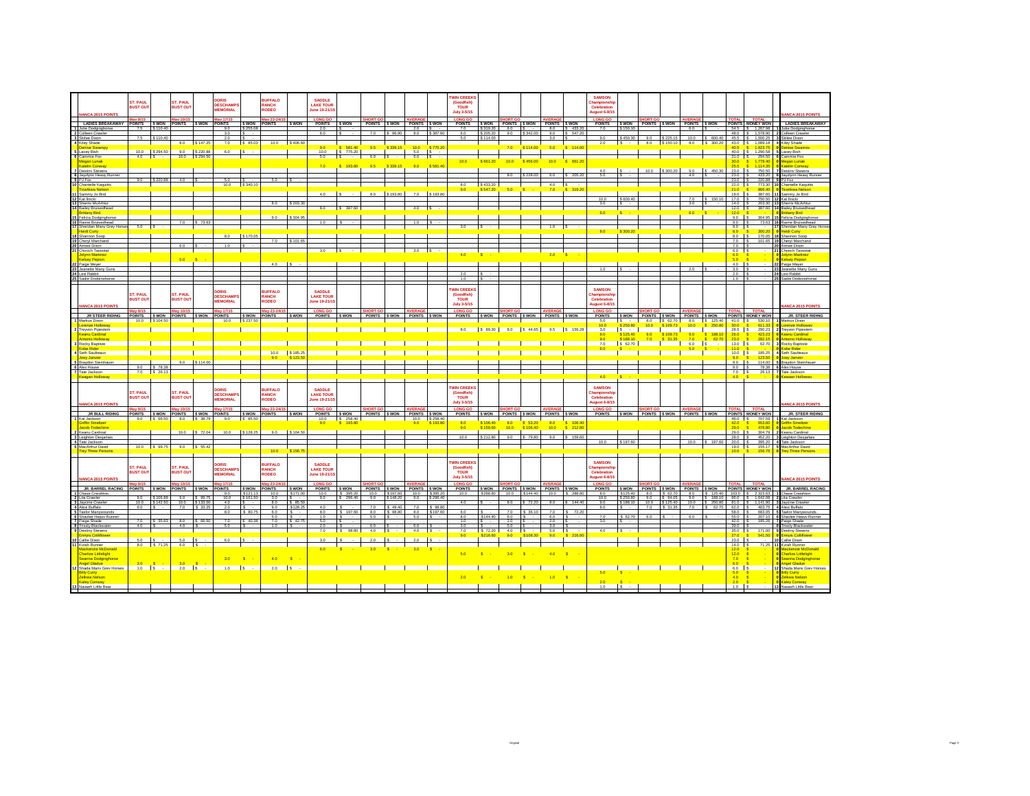## NANCA 2015 POINTS

| | NANCA 2015 POINTS | ST. PAUL BUST OUT | | ST. PAUL BUST OUT | | DORIS DESCHAMPS MEMORIAL | | BUFFALO RANCH RODEO | | SADDLE LAKE TOUR June 19-21/15 | | | | | | TWIN CREEKS (Goodfish) TOUR July 3-5/15 | | | | | | SAMSON Championship Celebration August 6-8/15 | | | | | | | | | NANCA 2015 POINTS |
|---|---|---|---|---|---|---|---|---|---|---|---|---|---|---|---|---|---|---|---|---|---|---|---|---|---|---|---|---|---|---|---|
| | | May 9/15 | | May 10/15 | | May 17/15 | | May 23-24/15 | | LONG GO | | SHORT GO | | AVERAGE | | LONG GO | | SHORT GO | | AVERAGE | | LONG GO | | SHORT GO | | AVERAGE | | TOTAL | TOTAL | | |
| | LADIES BREAKAWAY | POINTS | $ WON | POINTS | $ WON | POINTS | $ WON | POINTS | $ WON | POINTS | $ WON | POINTS | $ WON | POINTS | $ WON | POINTS | $ WON | POINTS | $ WON | POINTS | $ WON | POINTS | $ WON | POINTS | $ WON | POINTS | $ WON | POINTS | MONEY WON | | LADIES BREAKAWAY |
| 1 | Julie Dodginghorse | 7.5 | $ 110.40 | | | 9.0 | $ 255.08 | | | 2.0 | $ - | | | 2.0 | $ - | 7.0 | $ 319.20 | 6.0 | $ - | 8.0 | $ 433.20 | 7.0 | $ 150.10 | | | 6.0 | $ - | 54.5 | $ 1,267.98 | 1 | Julie Dodginghorse |
| 2 | Colleen Crawler | | | | | 3.0 | $ - | | | 6.0 | $ - | 7.0 | $ 96.90 | 8.0 | $ 387.60 | 6.0 | $ 205.20 | 9.0 | $ 342.00 | 9.0 | $ 547.20 | | | | | | | 48.0 | $ 1,578.90 | 2 | Colleen Crawler |
| 3 | Sklee Dixon | 7.5 | $ 110.40 | | | 2.0 | $ - | | | | | | | | | 5.0 | $ 114.00 | | | 3.0 | $ - | 9.0 | $ 450.30 | 9.0 | $ 225.15 | 10.0 | $ 600.40 | 45.5 | $ 1,500.25 | 3 | Sklee Dixon |
| 4 | Kiley Shade | | | 8.0 | $ 147.25 | 7.0 | $ 85.03 | 10.0 | $ 406.60 | | | | | | | | | | | | | 2.0 | $ - | 8.0 | $ 150.10 | 8.0 | $ 300.20 | 43.0 | $ 1,089.18 | 4 | Kiley Shade |
| | Denise Swampy | | | | | | | | | 9.0 | $ 581.40 | 9.5 | $ 339.15 | 10.0 | $ 775.20 | | | 7.0 | $ 114.00 | 5.0 | $ 114.00 | | | | | | | 40.5 | $ 1,923.75 | 0 | Denise Swampy |
| 5 | Lacey Bish | 10.0 | $ 294.50 | 9.0 | $ 220.88 | 6.0 | $ - | | | 10.0 | $ 775.20 | | | 5.0 | $ - | | | | | | | | | | | | | 40.0 | $ 1,290.58 | 5 | Lacey Bish |
| 6 | Cammie Fox | 4.0 | $ - | 10.0 | $ 294.50 | | | | | 5.0 | $ - | 6.0 | $ - | 6.0 | $ - | | | | | | | | | | | | | 31.0 | $ 294.50 | 6 | Cammie Fox |
| | Megan Lunak | | | | | | | | | | | | | | | 10.0 | $ 661.20 | 10.0 | $ 456.00 | 10.0 | $ 661.20 | | | | | | | 30.0 | $ 1,778.40 | 0 | Megan Lunak |
| | Katelin Conway | | | | | | | | | 7.0 | $ 193.80 | 9.5 | $ 339.15 | 9.0 | $ 581.40 | | | | | | | | | | | | | 25.5 | $ 1,114.35 | 0 | Katelin Conway |
| 7 | Destiny Stevens | | | | | | | | | | | | | | | | | | | | | 4.0 | $ - | 10.0 | $ 300.20 | 9.0 | $ 450.30 | 23.0 | $ 750.50 | 7 | Destiny Stevens |
| 8 | Jayelynn Heavy Runner | | | | | | | | | | | | | | | | | 8.0 | $ 228.00 | 6.0 | $ 205.20 | 5.0 | $ - | | | 4.0 | $ - | 23.0 | $ 433.20 | 8 | Jayelynn Heavy Runner |
| 9 | PJ Fox | 9.0 | $ 220.88 | 4.0 | $ - | 5.0 | $ - | 5.0 | $ - | | | | | | | | | | | | | | | | | | | 23.0 | $ 220.88 | 9 | PJ Fox |
| 10 | Chantelle Kaquitts | | | | | 10.0 | $ 340.10 | | | | | | | | | 8.0 | $ 433.20 | | | 4.0 | $ - | | | | | | | 22.0 | $ 773.30 | 10 | Chantelle Kaquitts |
| | Ticekkwa Nelson | | | | | | | | | | | | | | | 9.0 | $ 547.20 | 5.0 | $ - | 7.0 | $ 319.20 | | | | | | | 21.0 | $ 866.40 | 0 | Ticekkwa Nelson |
| 11 | Sammy Jo Bird | | | | | | | | | 4.0 | $ - | 8.0 | $ 193.80 | 7.0 | $ 193.80 | | | | | | | | | | | | | 19.0 | $ 387.60 | 11 | Sammy Jo Bird |
| 12 | Kat Ilnicki | | | | | | | | | | | | | | | | | | | | | 10.0 | $ 600.40 | | | 7.0 | $ 150.10 | 17.0 | $ 750.50 | 12 | Kat Ilnicki |
| 13 | Sherris McArthur | | | | | | | 8.0 | $ 203.30 | | | | | | | | | | | | | 3.0 | $ - | | | 3.0 | $ - | 14.0 | $ 203.30 | 13 | Sherris McArthur |
| 14 | Bailey Bruisedhead | | | | | | | | | 8.0 | $ 387.60 | | | 4.0 | $ - | | | | | | | | | | | | | 12.0 | $ 387.60 | 14 | Bailey Bruisedhead |
| | Brittany Bird | | | | | | | | | | | | | | | | | | | | | 6.0 | $ - | | | 6.0 | $ - | 12.0 | $ - | 0 | Brittany Bird |
| 15 | Felicia Dodginghorse | | | | | | | 9.0 | $ 304.95 | | | | | | | | | | | | | | | | | | | 9.0 | $ 304.95 | 15 | Felicia Dodginghorse |
| 16 | Rayne Bruisedhead | | | 7.0 | $ 73.63 | | | | | 1.0 | $ - | | | 1.0 | $ - | | | | | | | | | | | | | 9.0 | $ 73.63 | 16 | Rayne Bruisedhead |
| 17 | Sheridan Many Grey Horses | 5.0 | $ - | | | | | | | | | | | | | 3.0 | $ - | | | 1.0 | $ - | | | | | | | 9.0 | $ - | 17 | Sheridan Many Grey Horses |
| | Heidi Curry | | | | | | | | | | | | | | | | | | | | | 8.0 | $ 300.20 | | | | | 8.0 | $ 300.20 | 0 | Heidi Curry |
| 18 | Shannon Soop | | | | | 8.0 | $ 170.05 | | | | | | | | | | | | | | | | | | | | | 8.0 | $ 170.05 | 18 | Shannon Soop |
| 19 | Cheryl Marchand | | | | | | | 7.0 | $ 101.65 | | | | | | | | | | | | | | | | | | | 7.0 | $ 101.65 | 19 | Cheryl Marchand |
| 20 | Aimee Dixon | | | 6.0 | $ - | 1.0 | $ - | | | | | | | | | | | | | | | | | | | | | 7.0 | $ - | 20 | Aimee Dixon |
| 21 | Chooch Tavootat | | | | | | | | | 3.0 | $ - | | | 3.0 | $ - | | | | | | | | | | | | | 6.0 | $ - | 21 | Chooch Tavootat |
| | Jolynn Martinez | | | | | | | | | | | | | | | 4.0 | $ - | | | 2.0 | $ - | | | | | | | 6.0 | $ - | 0 | Jolynn Martinez |
| | Kelsey Pepion | | | 5.0 | $ - | | | | | | | | | | | | | | | | | | | | | | | 5.0 | $ - | 0 | Kelsey Pepion |
| 22 | Paige Meyer | | | | | | | 4.0 | $ - | | | | | | | | | | | | | | | | | | | 4.0 | $ - | 22 | Paige Meyer |
| 23 | Jeanette Many Guns | | | | | | | | | | | | | | | | | | | | | 1.0 | $ - | | | 2.0 | $ - | 3.0 | $ - | 23 | Jeanette Many Guns |
| 24 | Lexi Rabbit | | | | | | | | | | | | | | | 2.0 | $ - | | | | | | | | | | | 2.0 | $ - | 24 | Lexi Rabbit |
| 25 | Sadie Dodomohorse | | | | | | | | | | | | | | | 1.0 | $ - | | | | | | | | | | | 1.0 | $ - | 25 | Sadie Dodomohorse |

## NANCA 2015 POINTS

| | NANCA 2015 POINTS | ST. PAUL BUST OUT | | ST. PAUL BUST OUT | | DORIS DESCHAMPS MEMORIAL | | BUFFALO RANCH RODEO | | SADDLE LAKE TOUR June 19-21/15 | | | | | | TWIN CREEKS (Goodfish) TOUR July 3-5/15 | | | | | | SAMSON Championship Celebration August 6-8/15 | | | | | | | | | NANCA 2015 POINTS |
|---|---|---|---|---|---|---|---|---|---|---|---|---|---|---|---|---|---|---|---|---|---|---|---|---|---|---|---|---|---|---|---|
| | | May 9/15 | | May 10/15 | | May 17/15 | | May 23-24/15 | | LONG GO | | SHORT GO | | AVERAGE | | LONG GO | | SHORT GO | | AVERAGE | | LONG GO | | SHORT GO | | AVERAGE | | TOTAL | TOTAL | | |
| | JR STEER RIDING | POINTS | $ WON | POINTS | $ WON | POINTS | $ WON | POINTS | $ WON | POINTS | $ WON | POINTS | $ WON | POINTS | $ WON | POINTS | $ WON | POINTS | $ WON | POINTS | $ WON | POINTS | $ WON | POINTS | $ WON | POINTS | $ WON | POINTS | MONEY WON | | JR. STEER RIDING |
| 1 | Markus Dixon | 10.0 | $ 104.50 | | | 10.0 | $ 237.50 | | | | | | | | | | | | | | | 5.0 | $ - | 8.0 | $ 62.70 | 8.0 | $ 125.40 | 41.0 | $ 530.10 | 1 | Markus Dixon |
| | Lorenze Holloway | | | | | | | | | | | | | | | | | | | | | 10.0 | $ 250.80 | 10.0 | $ 109.73 | 10.0 | $ 250.80 | 30.0 | $ 611.33 | 0 | Lorenze Holloway |
| 2 | Treyvon Pipestem | | | | | | | | | | | | | | | 8.0 | $ 89.30 | 8.0 | $ 44.65 | 9.5 | $ 156.28 | 3.0 | $ - | | | | | 28.5 | $ 290.23 | 2 | Treyvon Pipestem |
| | Keanu Cardinal | | | | | | | | | | | | | | | | | | | | | 8.0 | $ 125.40 | 9.0 | $ 109.73 | 9.0 | $ 188.10 | 26.0 | $ 423.23 | 0 | Keanu Cardinal |
| | Antonio Holloway | | | | | | | | | | | | | | | | | | | | | 9.0 | $ 188.10 | 7.0 | $ 31.35 | 7.0 | $ 62.70 | 23.0 | $ 282.15 | 0 | Antonio Holloway |
| 3 | Rocky Baptiste | | | | | | | | | | | | | | | | | | | | | 7.0 | $ 62.70 | | | 6.0 | $ - | 13.0 | $ 62.70 | 3 | Rocky Baptiste |
| | Kobe Rider | | | | | | | | | | | | | | | | | | | | | 6.0 | $ - | | | 5.0 | $ - | 11.0 | $ - | 0 | Kobe Rider |
| 4 | Seth Saulteaux | | | | | | | 10.0 | $ 185.25 | | | | | | | | | | | | | | | | | | | 10.0 | $ 185.25 | 4 | Seth Saulteaux |
| | Joey Janvier | | | | | | | 9.0 | $ 123.50 | | | | | | | | | | | | | | | | | | | 9.0 | $ 123.50 | 0 | Joey Janvier |
| 5 | Braydon Steinhauer | | | 9.0 | $ 114.00 | | | | | | | | | | | | | | | | | | | | | | | 9.0 | $ 114.00 | 5 | Braydon Steinhauer |
| 6 | Alex House | 9.0 | $ 78.38 | | | | | | | | | | | | | | | | | | | | | | | | | 9.0 | $ 78.38 | 6 | Alex House |
| 7 | Tate Jackson | 7.0 | $ 26.13 | | | | | | | | | | | | | | | | | | | | | | | | | 7.0 | $ 26.13 | 7 | Tate Jackson |
| | Keagan Holloway | | | | | | | | | | | | | | | | | | | | | 4.0 | $ - | | | | | 4.0 | $ - | 0 | Keagan Holloway |

## NANCA 2015 POINTS

| | NANCA 2015 POINTS | ST. PAUL BUST OUT | | ST. PAUL BUST OUT | | DORIS DESCHAMPS MEMORIAL | | BUFFALO RANCH RODEO | | SADDLE LAKE TOUR June 19-21/15 | | | | | | TWIN CREEKS (Goodfish) TOUR July 3-5/15 | | | | | | SAMSON Championship Celebration August 6-8/15 | | | | | | | | | NANCA 2015 POINTS |
|---|---|---|---|---|---|---|---|---|---|---|---|---|---|---|---|---|---|---|---|---|---|---|---|---|---|---|---|---|---|---|---|
| | | May 9/15 | | May 10/15 | | May 17/15 | | May 23-24/15 | | LONG GO | | SHORT GO | | AVERAGE | | LONG GO | | SHORT GO | | AVERAGE | | LONG GO | | SHORT GO | | AVERAGE | | TOTAL | TOTAL | | |
| | JR BULL RIDING | POINTS | $ WON | POINTS | $ WON | POINTS | $ WON | POINTS | $ WON | POINTS | $ WON | POINTS | $ WON | POINTS | $ WON | POINTS | $ WON | POINTS | $ WON | POINTS | $ WON | POINTS | $ WON | POINTS | $ WON | POINTS | $ WON | POINTS | MONEY WON | | JR. BULL RIDING |
| 1 | Kal Jackson | 9.0 | $ 66.50 | 8.0 | $ 38.79 | 9.0 | $ 85.50 | | | 10.0 | $ 259.40 | | | 10.0 | $ 259.40 | | | | | | | | | | | | | 46.0 | $ 707.59 | 1 | Kal Jackson |
| | Griffin Smallcow | | | | | | | | | 9.0 | $ 193.80 | | | 9.0 | $ 193.80 | 8.0 | $ 106.40 | 8.0 | $ 53.20 | 8.0 | $ 106.40 | | | | | | | 42.0 | $ 653.60 | 0 | Griffin Smallcow |
| | Jacob Todechine | | | | | | | | | | | | | | | 9.0 | $ 159.60 | 10.0 | $ 106.40 | 10.0 | $ 212.80 | | | | | | | 29.0 | $ 478.80 | 0 | Jacob Todechine |
| 2 | Keanu Cardinal | | | 10.0 | $ 72.04 | 10.0 | $ 128.25 | 9.0 | $ 104.50 | | | | | | | | | | | | | | | | | | | 29.0 | $ 304.79 | 2 | Keanu Cardinal |
| 3 | Leighton Desjarlais | | | | | | | | | | | | | | | 10.0 | $ 212.80 | 9.0 | $ 79.80 | 9.0 | $ 159.60 | | | | | | | 28.0 | $ 452.20 | 3 | Leighton Desjarlais |
| 4 | Tate Jackson | | | | | | | | | | | | | | | | | | | | | 10.0 | $ 197.60 | | | 10.0 | $ 197.60 | 20.0 | $ 395.20 | 4 | Tate Jackson |
| 5 | MacArthur David | 10.0 | $ 99.75 | 9.0 | $ 55.42 | | | | | | | | | | | | | | | | | | | | | | | 19.0 | $ 155.17 | 5 | MacArthur David |
| | Trey Three Persons | | | | | | | 10.0 | $ 156.75 | | | | | | | | | | | | | | | | | | | 10.0 | $ 156.75 | 0 | Trey Three Persons |

## NANCA 2015 POINTS

| | NANCA 2015 POINTS | ST. PAUL BUST OUT | | ST. PAUL BUST OUT | | DORIS DESCHAMPS MEMORIAL | | BUFFALO RANCH RODEO | | SADDLE LAKE TOUR June 19-21/15 | | | | | | TWIN CREEKS (Goodfish) TOUR July 3-5/15 | | | | | | SAMSON Championship Celebration August 6-8/15 | | | | | | | | | NANCA 2015 POINTS |
|---|---|---|---|---|---|---|---|---|---|---|---|---|---|---|---|---|---|---|---|---|---|---|---|---|---|---|---|---|---|---|---|
| | | May 9/15 | | May 10/15 | | May 17/15 | | May 23-24/15 | | LONG GO | | SHORT GO | | AVERAGE | | LONG GO | | SHORT GO | | AVERAGE | | LONG GO | | SHORT GO | | AVERAGE | | TOTAL | TOTAL | | |
| | JR. BARREL RACING | POINTS | $ WON | POINTS | $ WON | POINTS | $ WON | POINTS | $ WON | POINTS | $ WON | POINTS | $ WON | POINTS | $ WON | POINTS | $ WON | POINTS | $ WON | POINTS | $ WON | POINTS | $ WON | POINTS | $ WON | POINTS | $ WON | POINTS | MONEY WON | | JR. BARREL RACING |
| 1 | Chase Creighton | | | | | 9.0 | $ 131.13 | 10.0 | $ 171.00 | 10.0 | $ 395.20 | 10.0 | $ 197.60 | 10.0 | $ 395.20 | 10.0 | $ 288.80 | 10.0 | $ 144.40 | 10.0 | $ 288.80 | 8.0 | $ 125.40 | 8.0 | $ 62.70 | 8.0 | $ 125.40 | 103.0 | $ 2,315.63 | 1 | Chase Creighton |
| 2 | Lita Crawler | 9.0 | $ 106.89 | 9.0 | $ 99.75 | 10.0 | $ 161.50 | 3.0 | $ - | 9.0 | $ 296.40 | 9.0 | $ 148.20 | 9.0 | $ 296.40 | | | | | | | 10.0 | $ 250.80 | 9.0 | $ 94.05 | 9.0 | $ 188.10 | 86.0 | $ 1,642.08 | 2 | Lita Crawler |
| 3 | Jaycine Crawler | 10.0 | $ 142.50 | 10.0 | $ 133.00 | 4.0 | $ - | 8.5 | $ 85.50 | | | | | | | 4.0 | $ - | 8.0 | $ 72.20 | 8.0 | $ 144.40 | 9.0 | $ 188.10 | 10.0 | $ 125.40 | 10.0 | $ 250.80 | 81.5 | $ 1,141.90 | 3 | Jaycine Crawler |
| 4 | Alexi Buffalo | 6.0 | $ - | 7.0 | $ 33.25 | 2.0 | $ - | 9.0 | $ 128.25 | 4.0 | $ - | 7.0 | $ 49.40 | 7.0 | $ 98.80 | | | | | | | 6.0 | $ - | 7.0 | $ 31.35 | 7.0 | $ 62.70 | 62.0 | $ 403.75 | 4 | Alexi Buffalo |
| 5 | Taelor Manywounds | | | | | 8.0 | $ 90.75 | 6.0 | $ - | 8.0 | $ 197.60 | 8.0 | $ 98.80 | 8.0 | $ 197.60 | 6.0 | $ - | 7.0 | $ 36.10 | 7.0 | $ 72.20 | | | | | | | 58.0 | $ 693.05 | 5 | Taelor Manywounds |
| 6 | Shaylee Heavy Runner | | | | | | | 5.0 | $ - | 1.0 | $ - | 5.0 | $ - | 5.0 | $ - | 8.0 | $ 144.40 | 6.0 | $ - | 6.0 | $ - | 7.0 | $ 62.70 | 6.0 | $ - | 6.0 | $ - | 55.0 | $ 207.10 | 6 | Shaylee Heavy Runner |
| 7 | Paige Shade | 7.0 | $ 35.63 | 8.0 | $ 66.50 | 7.5 | $ 40.38 | 7.0 | $ 42.75 | 5.0 | $ - | | | | | 1.0 | $ - | 2.0 | $ - | 2.0 | $ - | 3.0 | $ - | | | | | 42.5 | $ 185.26 | 7 | Paige Shade |
| 8 | Trinity Blackwater | 4.0 | $ - | 4.0 | $ - | 5.0 | $ - | 1.0 | $ - | 2.0 | $ - | 6.0 | $ - | 6.0 | $ - | 3.0 | $ - | 5.0 | $ - | 3.0 | $ - | | | | | | | 39.0 | $ - | 8 | Trinity Blackwater |
| 9 | Destiny Stevens | | | | | | | | | 7.0 | $ 98.80 | 4.0 | $ - | 4.0 | $ - | 7.0 | $ 72.20 | 4.0 | $ - | 5.0 | $ - | 4.0 | $ - | | | | | 35.0 | $ 171.00 | 9 | Destiny Stevens |
| | Emmys Calliflower | | | | | | | | | | | | | | | 9.0 | $ 216.60 | 9.0 | $ 108.30 | 9.0 | $ 216.60 | | | | | | | 27.0 | $ 541.50 | 0 | Emmys Calliflower |
| 10 | Callie Dixon | 5.0 | $ - | 5.0 | $ - | 6.0 | $ - | | | 3.0 | $ - | 2.0 | $ - | 2.0 | $ - | | | | | | | | | | | | | 23.0 | $ - | 10 | Callie Dixon |
| 11 | Kyrah Runner | 8.0 | $ 71.25 | 6.0 | $ - | | | | | | | | | | | | | | | | | | | | | | | 14.0 | $ 71.25 | 11 | Kyrah Runner |
| | Mackenzie McDonald | | | | | | | | | 6.0 | $ - | 3.0 | $ - | 3.0 | $ - | | | | | | | | | | | | | 12.0 | $ - | 0 | Mackenzie McDonald |
| | Charlize Littlelight | | | | | | | | | | | | | | | 5.0 | $ - | 3.0 | $ - | 4.0 | $ - | | | | | | | 12.0 | $ - | 0 | Charlize Littlelight |
| | Seanna Dodginghorse | | | | | 3.0 | $ - | 4.0 | $ - | | | | | | | | | | | | | | | | | | | 7.0 | $ - | 0 | Seanna Dodginghorse |
| | Angel Gladue | 3.0 | $ - | 3.0 | $ - | | | | | | | | | | | | | | | | | | | | | | | 6.0 | $ - | 0 | Angel Gladue |
| 12 | Shadia Many Grey Horses | 1.0 | $ - | 2.0 | $ - | 1.0 | $ - | 2.0 | $ - | | | | | | | | | | | | | | | | | | | 6.0 | $ - | 12 | Shadia Many Grey Horses |
| | Billy Curry | | | | | | | | | | | | | | | | | | | | | 5.0 | $ - | | | | | 5.0 | $ - | 0 | Billy Curry |
| | Zelkwa Nelson | | | | | | | | | | | | | | | 2.0 | $ - | 1.0 | $ - | 1.0 | $ - | | | | | | | 4.0 | $ - | 0 | Zelkwa Nelson |
| | Kaley Conway | | | | | | | | | | | | | | | | | | | | | 2.0 | $ - | | | | | 2.0 | $ - | 0 | Kaley Conway |
| 13 | Naweeh Little Bear | | | | | | | | | | | | | | | | | | | | | 1.0 | $ - | | | | | 1.0 | $ - | 13 | Naweeh Little Bear |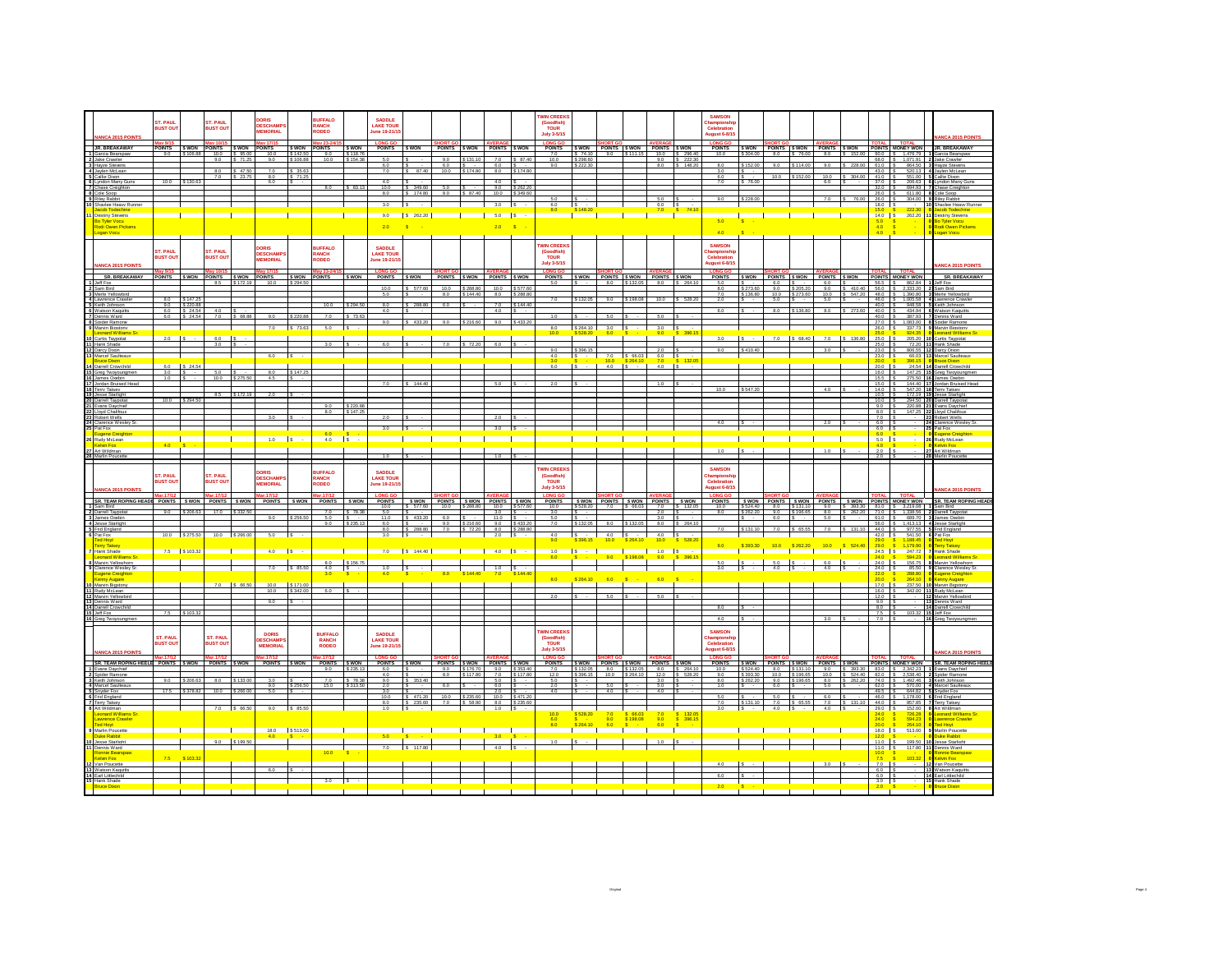# NANCA 2015 POINTS

Events: ST. PAUL BUST OUT · ST. PAUL BUST OUT · DORIS DESCHAMPS MEMORIAL · BUFFALO RANCH RODEO · SADDLE LAKE TOUR June 19-21/15 (Long Go, Short Go, Average) · TWIN CREEKS (Goodfish) TOUR July 3-5/15 (Long Go, Short Go, Average) · SAMSON Championship Celebration August 6-8/15 (Long Go, Short Go, Average)

## JR. BREAKAWAY

| Rank | JR. BREAKAWAY | TOTAL POINTS | TOTAL MONEY WON |
|---|---|---|---|
| 1 | Garcia Bearspaw | 90.0 | $ 1,478.78 |
| 2 | Jake Crawler | 68.0 | $ 1,071.91 |
| 3 | Hayze Stevens | 61.0 | $ 864.50 |
| 4 | Jaylen McLean | 43.0 | $ 520.13 |
| 5 | Callie Dixon | 41.0 | $ 551.00 |
| 6 | Lyndon Many Guns | 37.0 | $ 206.63 |
| 7 | Chase Creighton | 32.0 | $ 694.93 |
| 8 | Cole Soop | 28.0 | $ 611.80 |
| 9 | Riley Rabbit | 26.0 | $ 304.00 |
| 10 | Shaylee Heavy Runner | 18.0 | $ - |
| 0 | Jacob Todechine | 15.0 | $ 222.30 |
| 11 | Destiny Stevens | 14.0 | $ 262.20 |
| 0 | Bo Tyler Vocu | 5.0 | $ - |
| 0 | Rodi Owen Pickens | 4.0 | $ - |
| 0 | Logan Vocu | 4.0 | $ - |

## SR. BREAKAWAY

| Rank | SR. BREAKAWAY | TOTAL POINTS | TOTAL MONEY WON |
|---|---|---|---|
| 1 | Jeff Fox | 56.5 | $ 862.84 |
| 2 | Sam Bird | 56.0 | $ 2,333.20 |
| 3 | Merle Yellowbird | 48.0 | $ 1,390.80 |
| 4 | Lawrence Crawler | 46.0 | $ 1,093.55 |
| 5 | Keith Johnson | 46.0 | $ 348.58 |
| 6 | Watson Kaquitts | 40.0 | $ 434.04 |
| 7 | Dennis Ward | 40.0 | $ 387.93 |
| 8 | Snyder Ramone | 27.0 | $ 1,083.60 |
| 9 | Marvin Bigelow | 26.0 | $ 337.73 |
| 0 | Leonard Williams Sr. | 25.0 | $ 924.35 |
| 10 | Curtis Tayputat | 25.0 | $ 205.20 |
| 11 | Hank Shade | 25.0 | $ 72.20 |
| 12 | Darcy Dixon | 23.0 | $ 806.55 |
| 13 | Marcel Saulteaux | 23.0 | $ 66.03 |
| 0 | Bruce Dixon | 20.0 | $ 396.15 |
| 14 | Darrell Crowchild | 20.0 | $ 24.54 |
| 15 | Greg Twoyoungmen | 16.0 | $ 147.25 |
| 16 | James Owlsin | 15.5 | $ 275.50 |
| 17 | Jordan Bruised Head | 15.0 | $ 144.40 |
| 18 | Terry Tatsey | 14.0 | $ 547.20 |
| 19 | Jesse Starlight | 10.5 | $ 172.19 |
| 20 | Darrell Tayputat | 10.0 | $ 294.50 |
| 21 | Evans Daychief | 9.0 | $ 220.88 |
| 22 | Lloyd Chalifoux | 8.0 | $ 147.25 |
| 23 | Robert Wells | 7.0 | $ - |
| 24 | Clarence Wesley Sr. | 6.0 | $ - |
| 25 | Pat Fox | 6.0 | $ - |
| 0 | Eugene Creighton | 6.0 | $ - |
| 26 | Rudy McLean | 5.0 | $ - |
| 0 | Kelvin Fox | 4.0 | $ - |
| 27 | Art Wildman | 2.0 | $ - |
| 28 | Marlin Poucette | 2.0 | $ - |

## SR. TEAM ROPING HEADER

| Rank | SR. TEAM ROPING HEADER | TOTAL POINTS | TOTAL MONEY WON |
|---|---|---|---|
| 1 | Sam Bird | 83.0 | $ 3,219.08 |
| 2 | Darrell Tayputat | 71.0 | $ 1,338.20 |
| 3 | James Owlsin | 61.0 | $ 689.70 |
| 4 | Jesse Starlight | 58.0 | $ 1,413.13 |
| 5 | Fed England | 44.0 | $ 977.55 |
| 6 | Pat Fox | 42.0 | $ 541.50 |
| 0 | Ted Hoyt | 29.0 | $ 1,188.45 |
| 0 | Terry Tatsey | 29.0 | $ 1,179.90 |
| 7 | Hank Shade | 24.5 | $ 247.72 |
| 0 | Leonard Williams Sr. | 24.0 | $ 594.23 |
| 8 | Marvin Yellowhorn | 24.0 | $ 156.75 |
| 9 | Clarence Wesley Sr. | 24.0 | $ 85.50 |
| 0 | Eugene Creighton | 22.0 | $ 288.80 |
| 0 | Kenny Augare | 20.0 | $ 264.10 |
| 10 | Marvin Bigelow | 17.0 | $ 237.50 |
| 11 | Rudy McLean | 16.0 | $ 342.00 |
| 12 | Marvin Yellowbird | 12.0 | $ - |
| 13 | Dennis Ward | 9.0 | $ - |
| 14 | Darrell Crowchild | 8.0 | $ - |
| 15 | Jeff Fox | 7.5 | $ 103.32 |
| 16 | Greg Twoyoungmen | 7.0 | $ - |

## SR. TEAM ROPING HEELER

| Rank | SR. TEAM ROPING HEELER | TOTAL POINTS | TOTAL MONEY WON |
|---|---|---|---|
| 1 | Evans Daychief | 83.0 | $ 2,342.23 |
| 2 | Spyder Ramone | 82.0 | $ 2,538.40 |
| 3 | Keith Johnson | 74.0 | $ 1,492.46 |
| 4 | Marcel Saulteaux | 62.0 | $ 570.00 |
| 5 | Snyder Fox | 49.5 | $ 644.82 |
| 6 | Fed England | 46.0 | $ 1,178.00 |
| 7 | Terry Tatsey | 44.0 | $ 857.85 |
| 8 | Art Wildman | 29.0 | $ 152.00 |
| 0 | Leonard Williams Sr. | 24.0 | $ 726.28 |
| 0 | Lawrence Crawler | 24.0 | $ 594.23 |
| 0 | Ted Hoyt | 20.0 | $ 264.10 |
| 9 | Marlin Poucette | 18.0 | $ 513.00 |
| 0 | Duke Rabbit | 12.0 | $ - |
| 10 | Jesse Starlight | 11.0 | $ 199.50 |
| 11 | Dennis Ward | 11.0 | $ 117.80 |
| 0 | Ronnie Bearspaw | 10.0 | $ - |
| 0 | Kelvin Fox | 7.5 | $ 103.32 |
| 12 | Van Poucette | 7.0 | $ - |
| 13 | Watson Kaquitts | 6.0 | $ - |
| 14 | Earl Littlechild | 6.0 | $ - |
| 15 | Hank Shade | 3.0 | $ - |
| 0 | Bruce Dixon | 2.0 | $ - |